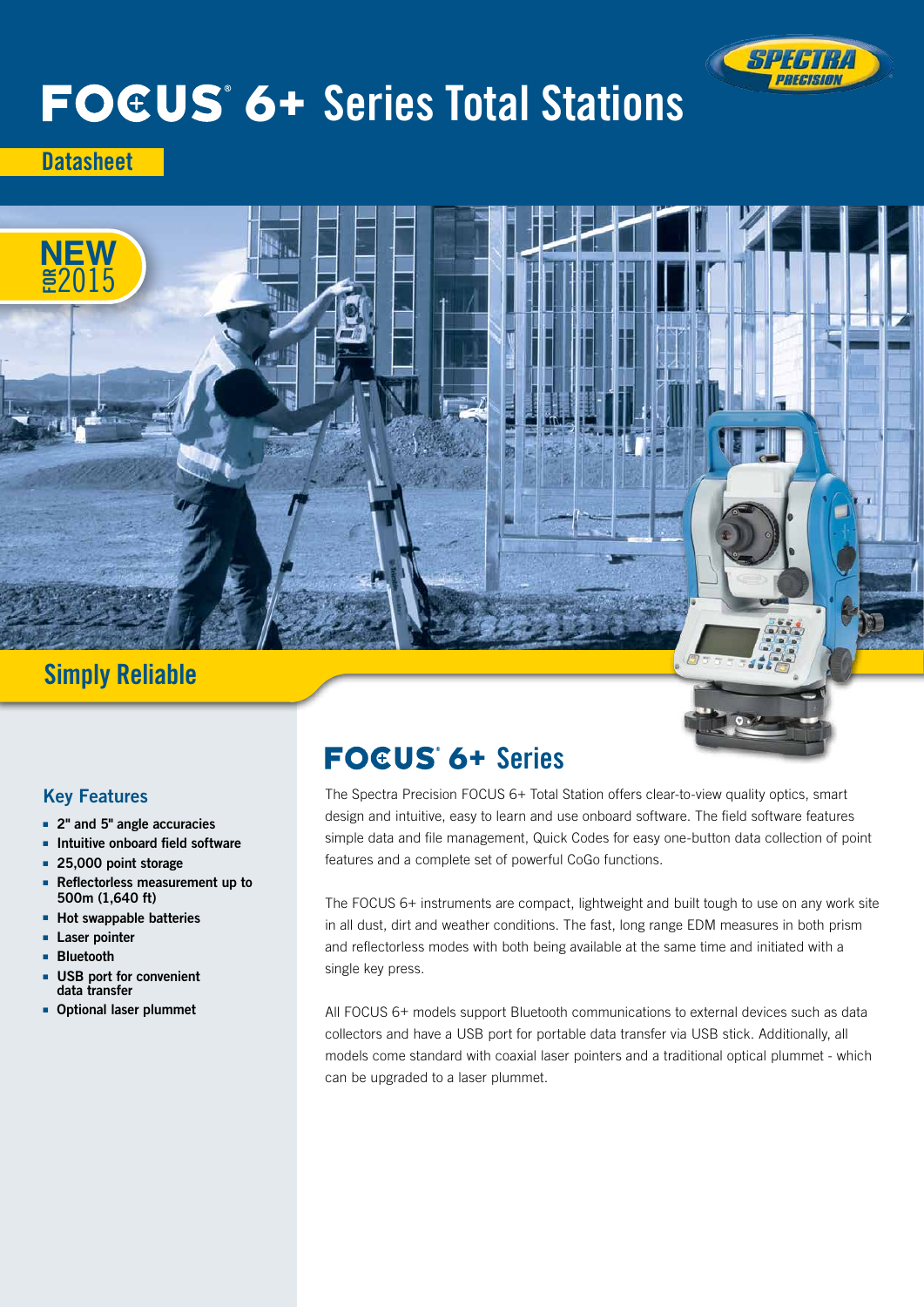# FOCUS® 6+ Series Total Stations

**Datasheet**

NEW FOR 2015

## Simply Reliable

### Key Features

- 2" and 5" angle accuracies
- Intuitive onboard field software
- 25,000 point storage
- Reflectorless measurement up to 500m (1,640 ft)
- Hot swappable batteries
- Laser pointer
- Bluetooth
- USB port for convenient data transfer
- Optional laser plummet

## FOCUS® 6+ Series

The Spectra Precision FOCUS 6+ Total Station offers clear-to-view quality optics, smart design and intuitive, easy to learn and use onboard software. The field software features simple data and file management, Quick Codes for easy one-button data collection of point features and a complete set of powerful CoGo functions.

The FOCUS 6+ instruments are compact, lightweight and built tough to use on any work site in all dust, dirt and weather conditions. The fast, long range EDM measures in both prism and reflectorless modes with both being available at the same time and initiated with a single key press.

All FOCUS 6+ models support Bluetooth communications to external devices such as data collectors and have a USB port for portable data transfer via USB stick. Additionally, all models come standard with coaxial laser pointers and a traditional optical plummet - which can be upgraded to a laser plummet.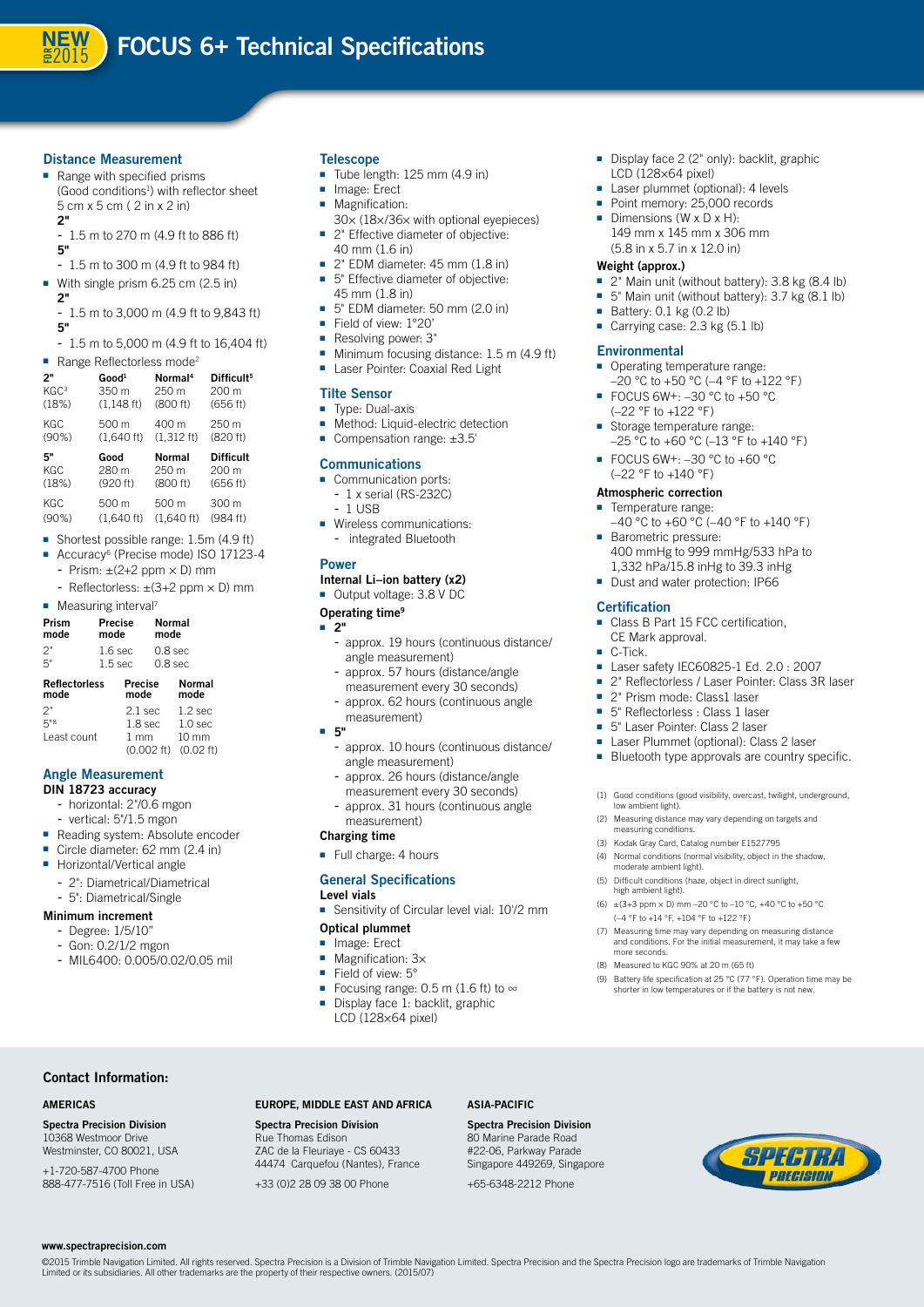# NEW FOR 2015 FOCUS 6+ Technical Specifications

## Distance Measurement

- Range with specified prisms (Good conditions[1]) with reflector sheet 5 cm x 5 cm ( 2 in x 2 in)
  **2"**
  - 1.5 m to 270 m (4.9 ft to 886 ft)

  **5"**
  - 1.5 m to 300 m (4.9 ft to 984 ft)
- With single prism 6.25 cm (2.5 in)
  **2"**
  - 1.5 m to 3,000 m (4.9 ft to 9,843 ft)

  **5"**
  - 1.5 m to 5,000 m (4.9 ft to 16,404 ft)
- Range Reflectorless mode[2]

| 2" | Good[1] | Normal[4] | Difficult[5] |
|---|---|---|---|
| KGC[3] (18%) | 350 m (1,148 ft) | 250 m (800 ft) | 200 m (656 ft) |
| KGC (90%) | 500 m (1,640 ft) | 400 m (1,312 ft) | 250 m (820 ft) |
| **5"** | **Good** | **Normal** | **Difficult** |
| KGC (18%) | 280 m (920 ft) | 250 m (800 ft) | 200 m (656 ft) |
| KGC (90%) | 500 m (1,640 ft) | 500 m (1,640 ft) | 300 m (984 ft) |

- Shortest possible range: 1.5m (4.9 ft)
- Accuracy[6] (Precise mode) ISO 17123-4
  - Prism: ±(2+2 ppm × D) mm
  - Reflectorless: ±(3+2 ppm × D) mm
- Measuring interval[7]

| Prism mode | Precise mode | Normal mode |
|---|---|---|
| 2" | 1.6 sec | 0.8 sec |
| 5" | 1.5 sec | 0.8 sec |

| Reflectorless mode | Precise mode | Normal mode |
|---|---|---|
| 2" | 2.1 sec | 1.2 sec |
| 5"[8] | 1.8 sec | 1.0 sec |
| Least count | 1 mm (0.002 ft) | 10 mm (0.02 ft) |

## Angle Measurement

### DIN 18723 accuracy

- horizontal: 2"/0.6 mgon
- vertical: 5"/1.5 mgon

- Reading system: Absolute encoder
- Circle diameter: 62 mm (2.4 in)
- Horizontal/Vertical angle
  - 2": Diametrical/Diametrical
  - 5": Diametrical/Single

### Minimum increment

- Degree: 1/5/10"
- Gon: 0.2/1/2 mgon
- MIL6400: 0.005/0.02/0.05 mil

## Telescope

- Tube length: 125 mm (4.9 in)
- Image: Erect
- Magnification: 30× (18×/36× with optional eyepieces)
- 2" Effective diameter of objective: 40 mm (1.6 in)
- 2" EDM diameter: 45 mm (1.8 in)
- 5" Effective diameter of objective: 45 mm (1.8 in)
- 5" EDM diameter: 50 mm (2.0 in)
- Field of view: 1°20'
- Resolving power: 3"
- Minimum focusing distance: 1.5 m (4.9 ft)
- Laser Pointer: Coaxial Red Light

## Tilte Sensor

- Type: Dual-axis
- Method: Liquid-electric detection
- Compensation range: ±3.5'

## Communications

- Communication ports:
  - 1 x serial (RS-232C)
  - 1 USB
- Wireless communications:
  - integrated Bluetooth

## Power

### Internal Li–ion battery (x2)

- Output voltage: 3.8 V DC

### Operating time[9]

- **2"**
  - approx. 19 hours (continuous distance/angle measurement)
  - approx. 57 hours (distance/angle measurement every 30 seconds)
  - approx. 62 hours (continuous angle measurement)
- **5"**
  - approx. 10 hours (continuous distance/angle measurement)
  - approx. 26 hours (distance/angle measurement every 30 seconds)
  - approx. 31 hours (continuous angle measurement)

### Charging time

- Full charge: 4 hours

## General Specifications

### Level vials

- Sensitivity of Circular level vial: 10'/2 mm

### Optical plummet

- Image: Erect
- Magnification: 3×
- Field of view: 5°
- Focusing range: 0.5 m (1.6 ft) to ∞
- Display face 1: backlit, graphic LCD (128×64 pixel)
- Display face 2 (2" only): backlit, graphic LCD (128×64 pixel)
- Laser plummet (optional): 4 levels
- Point memory: 25,000 records
- Dimensions (W x D x H): 149 mm x 145 mm x 306 mm (5.8 in x 5.7 in x 12.0 in)

### Weight (approx.)

- 2" Main unit (without battery): 3.8 kg (8.4 lb)
- 5" Main unit (without battery): 3.7 kg (8.1 lb)
- Battery: 0.1 kg (0.2 lb)
- Carrying case: 2.3 kg (5.1 lb)

## Environmental

- Operating temperature range: –20 °C to +50 °C (–4 °F to +122 °F)
- FOCUS 6W+: –30 °C to +50 °C (–22 °F to +122 °F)
- Storage temperature range: –25 °C to +60 °C (–13 °F to +140 °F)
- FOCUS 6W+: –30 °C to +60 °C (–22 °F to +140 °F)

### Atmospheric correction

- Temperature range: –40 °C to +60 °C (–40 °F to +140 °F)
- Barometric pressure: 400 mmHg to 999 mmHg/533 hPa to 1,332 hPa/15.8 inHg to 39.3 inHg
- Dust and water protection: IP66

## Certification

- Class B Part 15 FCC certification, CE Mark approval.
- C-Tick.
- Laser safety IEC60825-1 Ed. 2.0 : 2007
- 2" Reflectorless / Laser Pointer: Class 3R laser
- 2" Prism mode: Class1 laser
- 5" Reflectorless : Class 1 laser
- 5" Laser Pointer: Class 2 laser
- Laser Plummet (optional): Class 2 laser
- Bluetooth type approvals are country specific.

(1) Good conditions (good visibility, overcast, twilight, underground, low ambient light).
(2) Measuring distance may vary depending on targets and measuring conditions.
(3) Kodak Gray Card, Catalog number E1527795
(4) Normal conditions (normal visibility, object in the shadow, moderate ambient light).
(5) Difficult conditions (haze, object in direct sunlight, high ambient light).
(6) ±(3+3 ppm × D) mm –20 °C to –10 °C, +40 °C to +50 °C (–4 °F to +14 °F, +104 °F to +122 °F)
(7) Measuring time may vary depending on measuring distance and conditions. For the initial measurement, it may take a few more seconds.
(8) Measured to KGC 90% at 20 m (65 ft)
(9) Battery life specification at 25 °C (77 °F). Operation time may be shorter in low temperatures or if the battery is not new.

## Contact Information:

**AMERICAS**

**Spectra Precision Division**
10368 Westmoor Drive
Westminster, CO 80021, USA

+1-720-587-4700 Phone
888-477-7516 (Toll Free in USA)

**EUROPE, MIDDLE EAST AND AFRICA**

**Spectra Precision Division**
Rue Thomas Edison
ZAC de la Fleuriaye - CS 60433
44474 Carquefou (Nantes), France

+33 (0)2 28 09 38 00 Phone

**ASIA-PACIFIC**

**Spectra Precision Division**
80 Marine Parade Road
#22-06, Parkway Parade
Singapore 449269, Singapore

+65-6348-2212 Phone

SPECTRA PRECISION

**www.spectraprecision.com**

©2015 Trimble Navigation Limited. All rights reserved. Spectra Precision is a Division of Trimble Navigation Limited. Spectra Precision and the Spectra Precision logo are trademarks of Trimble Navigation Limited or its subsidiaries. All other trademarks are the property of their respective owners. (2015/07)